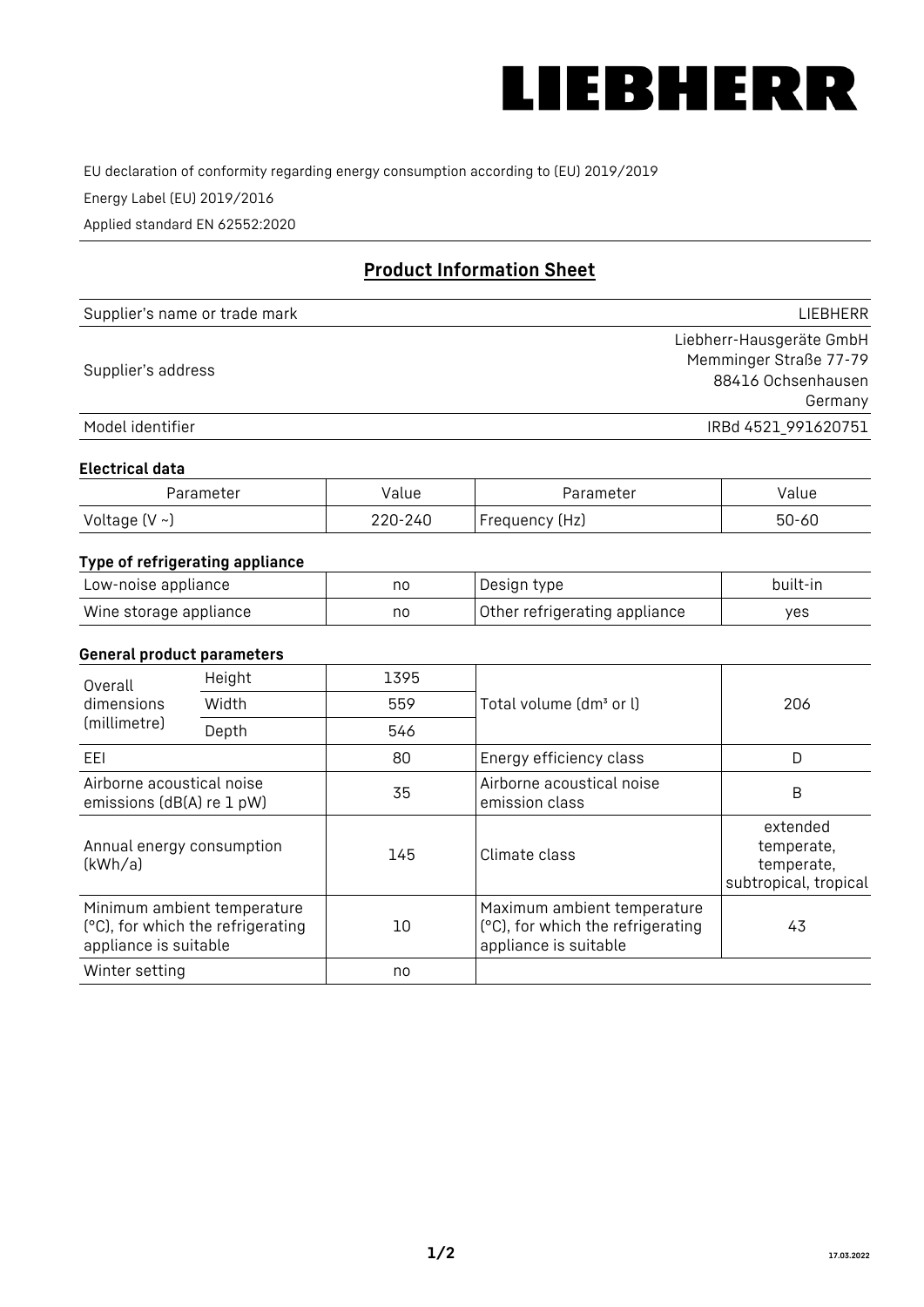# LIEBHERR

EU declaration of conformity regarding energy consumption according to (EU) 2019/2019

Energy Label (EU) 2019/2016

Applied standard EN 62552:2020

## Product Information Sheet

| | |
|---|---|
| Supplier's name or trade mark | LIEBHERR |
| Supplier's address | Liebherr-Hausgeräte GmbH<br>Memminger Straße 77-79<br>88416 Ochsenhausen<br>Germany |
| Model identifier | IRBd 4521_991620751 |

### Electrical data

| Parameter | Value | Parameter | Value |
|---|---|---|---|
| Voltage (V ~) | 220-240 | Frequency (Hz) | 50-60 |

### Type of refrigerating appliance

| | | | |
|---|---|---|---|
| Low-noise appliance | no | Design type | built-in |
| Wine storage appliance | no | Other refrigerating appliance | yes |

### General product parameters

| | | | | |
|---|---|---|---|---|
| Overall dimensions (millimetre) | Height | 1395 | Total volume (dm³ or l) | 206 |
| | Width | 559 | | |
| | Depth | 546 | | |
| EEI | | 80 | Energy efficiency class | D |
| Airborne acoustical noise emissions (dB(A) re 1 pW) | | 35 | Airborne acoustical noise emission class | B |
| Annual energy consumption (kWh/a) | | 145 | Climate class | extended temperate, temperate, subtropical, tropical |
| Minimum ambient temperature (°C), for which the refrigerating appliance is suitable | | 10 | Maximum ambient temperature (°C), for which the refrigerating appliance is suitable | 43 |
| Winter setting | | no | | |

17.03.2022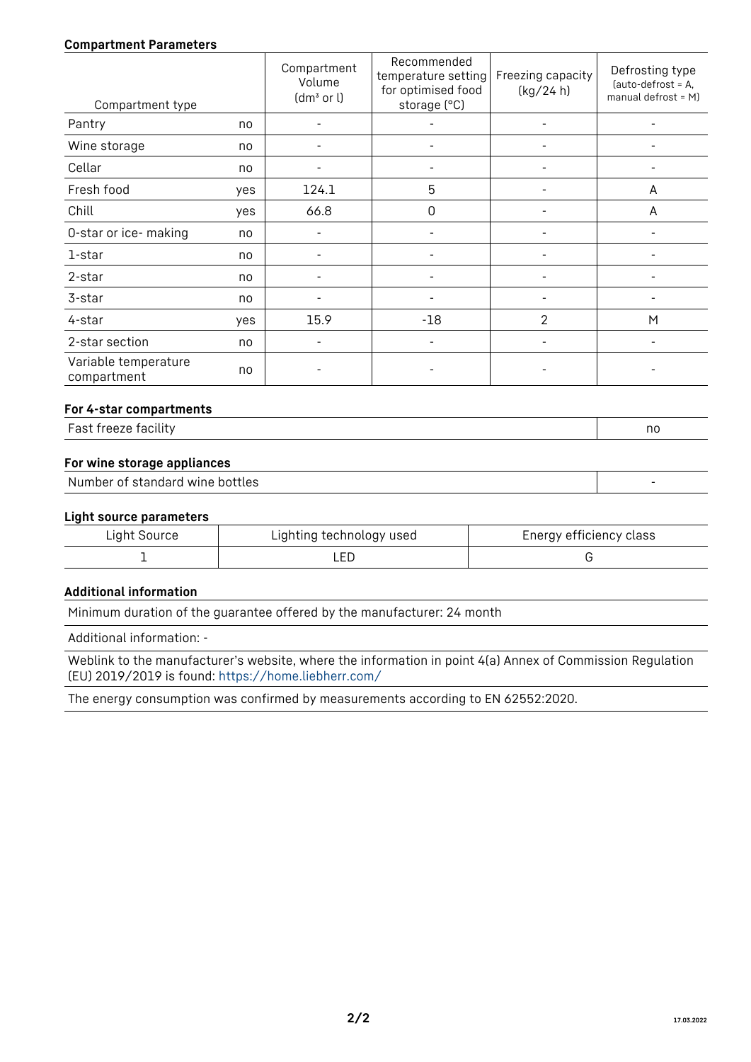**Compartment Parameters**

| Compartment type | | Compartment Volume (dm³ or l) | Recommended temperature setting for optimised food storage (°C) | Freezing capacity (kg/24 h) | Defrosting type (auto-defrost = A, manual defrost = M) |
|---|---|---|---|---|---|
| Pantry | no | - | - | - | - |
| Wine storage | no | - | - | - | - |
| Cellar | no | - | - | - | - |
| Fresh food | yes | 124.1 | 5 | - | A |
| Chill | yes | 66.8 | 0 | - | A |
| 0-star or ice- making | no | - | - | - | - |
| 1-star | no | - | - | - | - |
| 2-star | no | - | - | - | - |
| 3-star | no | - | - | - | - |
| 4-star | yes | 15.9 | -18 | 2 | M |
| 2-star section | no | - | - | - | - |
| Variable temperature compartment | no | - | - | - | - |

**For 4-star compartments**

| | |
|---|---|
| Fast freeze facility | no |

**For wine storage appliances**

| | |
|---|---|
| Number of standard wine bottles | - |

**Light source parameters**

| Light Source | Lighting technology used | Energy efficiency class |
|---|---|---|
| 1 | LED | G |

**Additional information**

Minimum duration of the guarantee offered by the manufacturer: 24 month

Additional information: -

Weblink to the manufacturer's website, where the information in point 4(a) Annex of Commission Regulation (EU) 2019/2019 is found: https://home.liebherr.com/

The energy consumption was confirmed by measurements according to EN 62552:2020.

17.03.2022